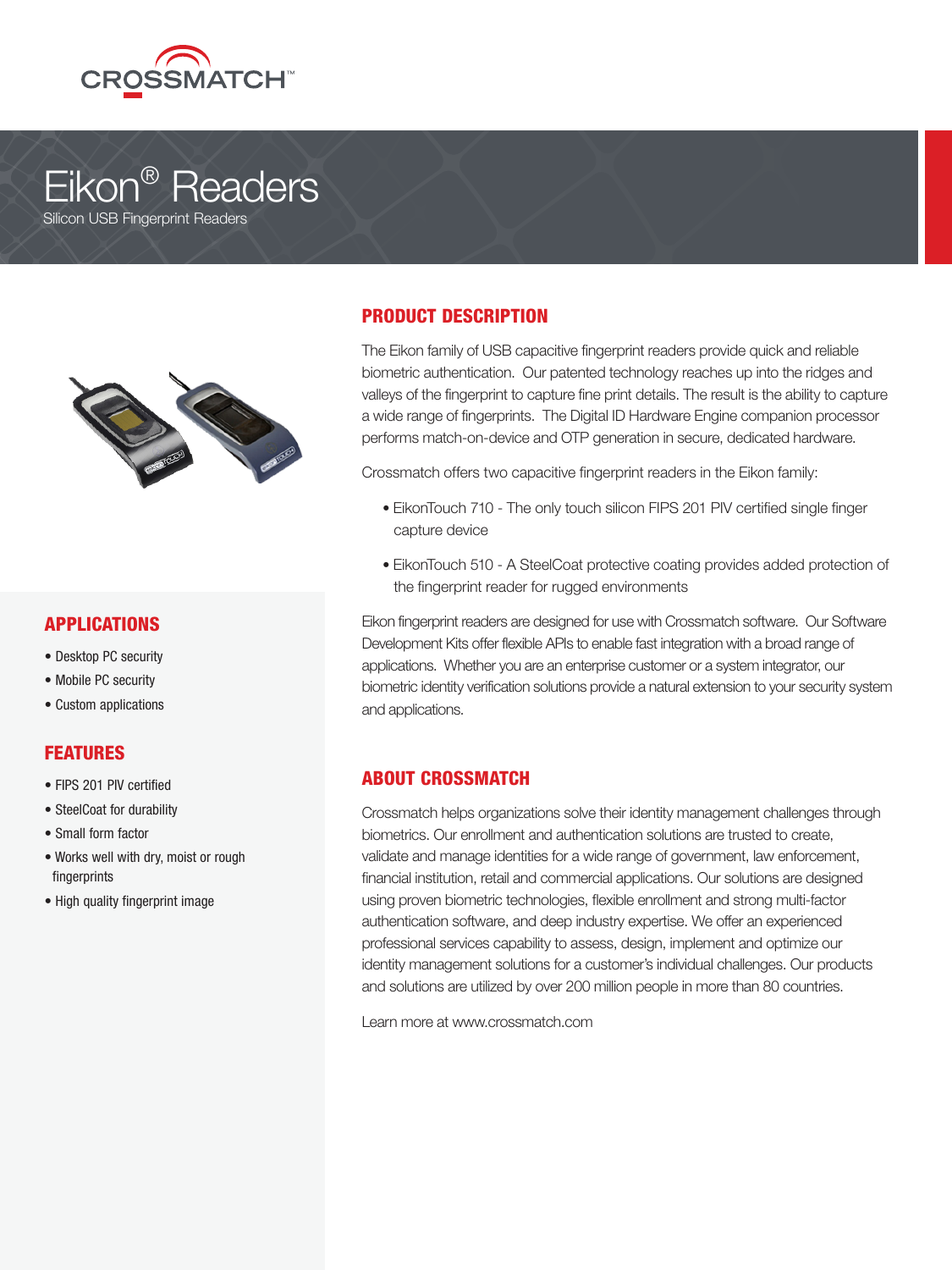CROSSMATCH™

# Eikon® Readers

Silicon USB Fingerprint Readers

## APPLICATIONS

- Desktop PC security
- Mobile PC security
- Custom applications

## FEATURES

- FIPS 201 PIV certified
- SteelCoat for durability
- Small form factor
- Works well with dry, moist or rough fingerprints
- High quality fingerprint image

## PRODUCT DESCRIPTION

The Eikon family of USB capacitive fingerprint readers provide quick and reliable biometric authentication. Our patented technology reaches up into the ridges and valleys of the fingerprint to capture fine print details. The result is the ability to capture a wide range of fingerprints. The Digital ID Hardware Engine companion processor performs match-on-device and OTP generation in secure, dedicated hardware.

Crossmatch offers two capacitive fingerprint readers in the Eikon family:

- EikonTouch 710 - The only touch silicon FIPS 201 PIV certified single finger capture device
- EikonTouch 510 - A SteelCoat protective coating provides added protection of the fingerprint reader for rugged environments

Eikon fingerprint readers are designed for use with Crossmatch software. Our Software Development Kits offer flexible APIs to enable fast integration with a broad range of applications. Whether you are an enterprise customer or a system integrator, our biometric identity verification solutions provide a natural extension to your security system and applications.

## ABOUT CROSSMATCH

Crossmatch helps organizations solve their identity management challenges through biometrics. Our enrollment and authentication solutions are trusted to create, validate and manage identities for a wide range of government, law enforcement, financial institution, retail and commercial applications. Our solutions are designed using proven biometric technologies, flexible enrollment and strong multi-factor authentication software, and deep industry expertise. We offer an experienced professional services capability to assess, design, implement and optimize our identity management solutions for a customer's individual challenges. Our products and solutions are utilized by over 200 million people in more than 80 countries.

Learn more at www.crossmatch.com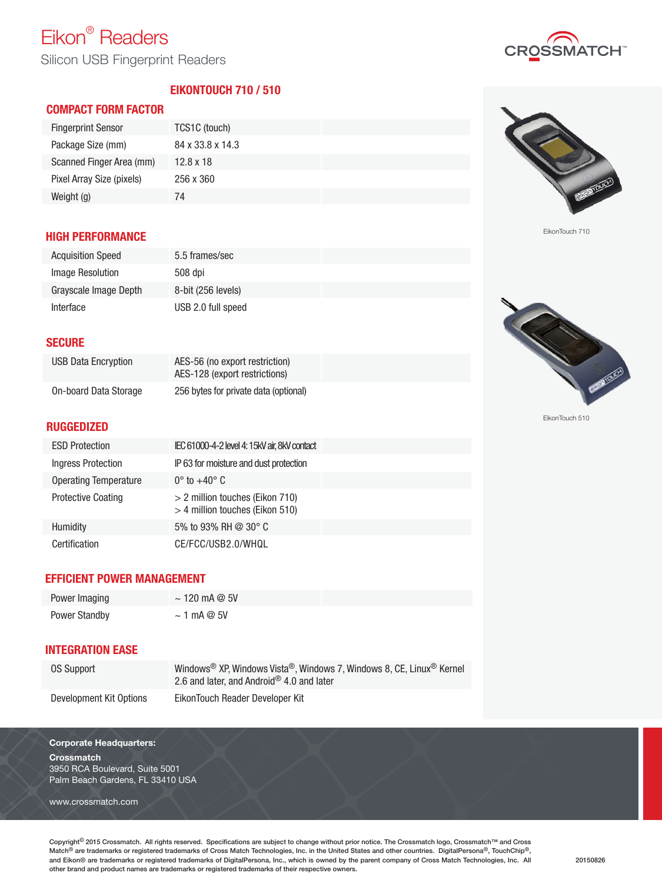# Eikon® Readers

Silicon USB Fingerprint Readers

## EIKONTOUCH 710 / 510

### COMPACT FORM FACTOR

| | |
|---|---|
| Fingerprint Sensor | TCS1C (touch) |
| Package Size (mm) | 84 x 33.8 x 14.3 |
| Scanned Finger Area (mm) | 12.8 x 18 |
| Pixel Array Size (pixels) | 256 x 360 |
| Weight (g) | 74 |

### HIGH PERFORMANCE

| | |
|---|---|
| Acquisition Speed | 5.5 frames/sec |
| Image Resolution | 508 dpi |
| Grayscale Image Depth | 8-bit (256 levels) |
| Interface | USB 2.0 full speed |

### SECURE

| | |
|---|---|
| USB Data Encryption | AES-56 (no export restriction)<br>AES-128 (export restrictions) |
| On-board Data Storage | 256 bytes for private data (optional) |

### RUGGEDIZED

| | |
|---|---|
| ESD Protection | IEC 61000-4-2 level 4: 15kV air, 8kV contact |
| Ingress Protection | IP 63 for moisture and dust protection |
| Operating Temperature | 0° to +40° C |
| Protective Coating | > 2 million touches (Eikon 710)<br>> 4 million touches (Eikon 510) |
| Humidity | 5% to 93% RH @ 30° C |
| Certification | CE/FCC/USB2.0/WHQL |

### EFFICIENT POWER MANAGEMENT

| | |
|---|---|
| Power Imaging | ~ 120 mA @ 5V |
| Power Standby | ~ 1 mA @ 5V |

### INTEGRATION EASE

| | |
|---|---|
| OS Support | Windows® XP, Windows Vista®, Windows 7, Windows 8, CE, Linux® Kernel 2.6 and later, and Android® 4.0 and later |
| Development Kit Options | EikonTouch Reader Developer Kit |

EikonTouch 710

EikonTouch 510

**Corporate Headquarters:**

**Crossmatch**
3950 RCA Boulevard, Suite 5001
Palm Beach Gardens, FL 33410 USA

www.crossmatch.com

Copyright© 2015 Crossmatch. All rights reserved. Specifications are subject to change without prior notice. The Crossmatch logo, Crossmatch™ and Cross Match® are trademarks or registered trademarks of Cross Match Technologies, Inc. in the United States and other countries. DigitalPersona®, TouchChip®, and Eikon® are trademarks or registered trademarks of DigitalPersona, Inc., which is owned by the parent company of Cross Match Technologies, Inc. All other brand and product names are trademarks or registered trademarks of their respective owners.

20150826